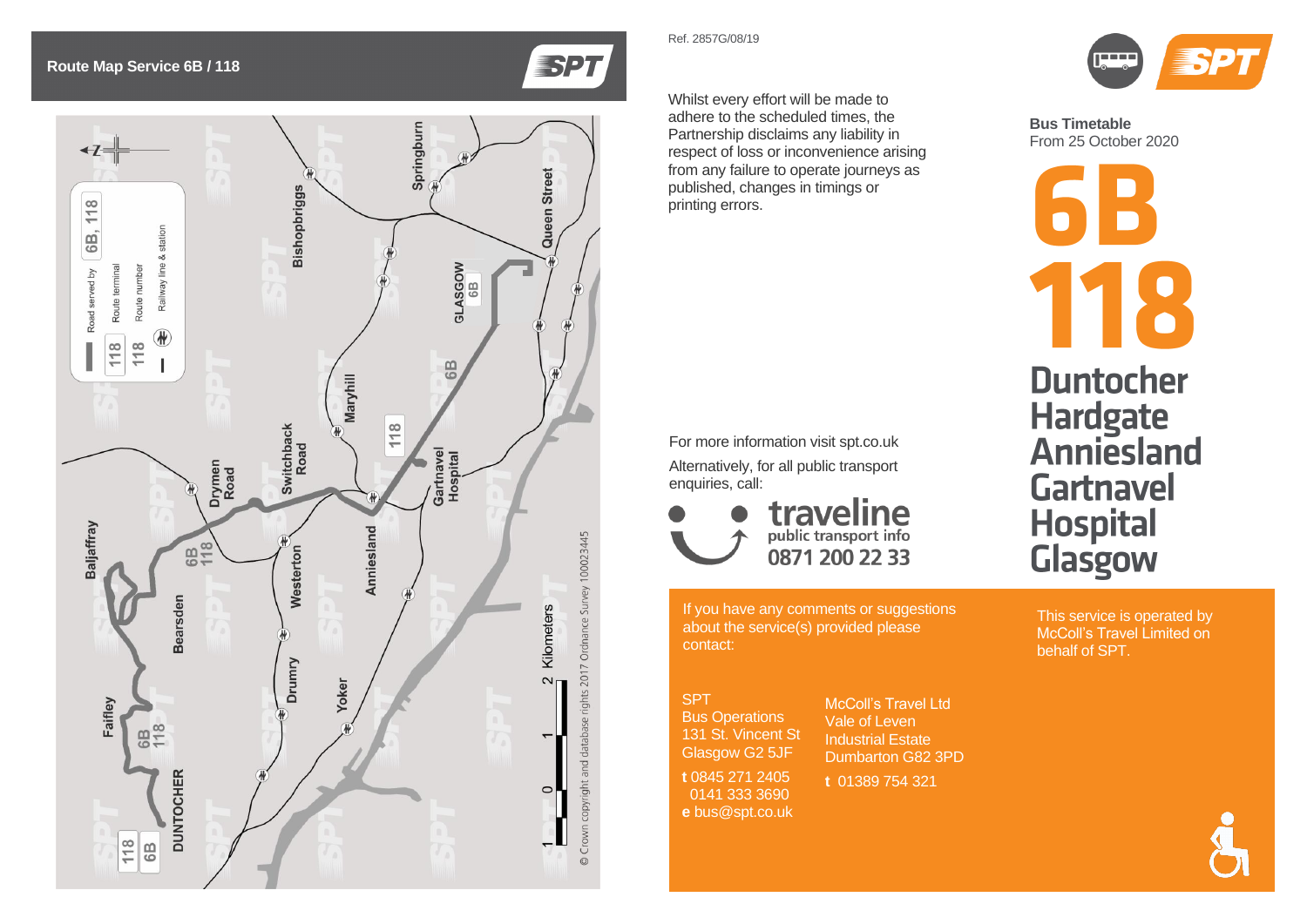## Route Map Service 6B / 118

Road served by 6B, 118
118 Route terminal
118 Route number
Railway line & station

DUNTOCHER, Faifley, Baljaffray, Bearsden, Drymen Road, Switchback Road, Westerton, Drumry, Yoker, Anniesland, Maryhill, Bishopbriggs, Springburn, Gartnavel Hospital, GLASGOW, Queen Street

0 1 2 Kilometers

© Crown copyright and database rights 2017 Ordnance Survey 100023445

Ref. 2857G/08/19

Whilst every effort will be made to adhere to the scheduled times, the Partnership disclaims any liability in respect of loss or inconvenience arising from any failure to operate journeys as published, changes in timings or printing errors.

For more information visit spt.co.uk

Alternatively, for all public transport enquiries, call:

**traveline** public transport info
**0871 200 22 33**

If you have any comments or suggestions about the service(s) provided please contact:

SPT
Bus Operations
131 St. Vincent St
Glasgow G2 5JF
**t** 0845 271 2405
0141 333 3690
**e** bus@spt.co.uk

McColl's Travel Ltd
Vale of Leven
Industrial Estate
Dumbarton G82 3PD
**t** 01389 754 321

**Bus Timetable**
From 25 October 2020

# 6B
# 118

## Duntocher
## Hardgate
## Anniesland
## Gartnavel Hospital
## Glasgow

This service is operated by McColl's Travel Limited on behalf of SPT.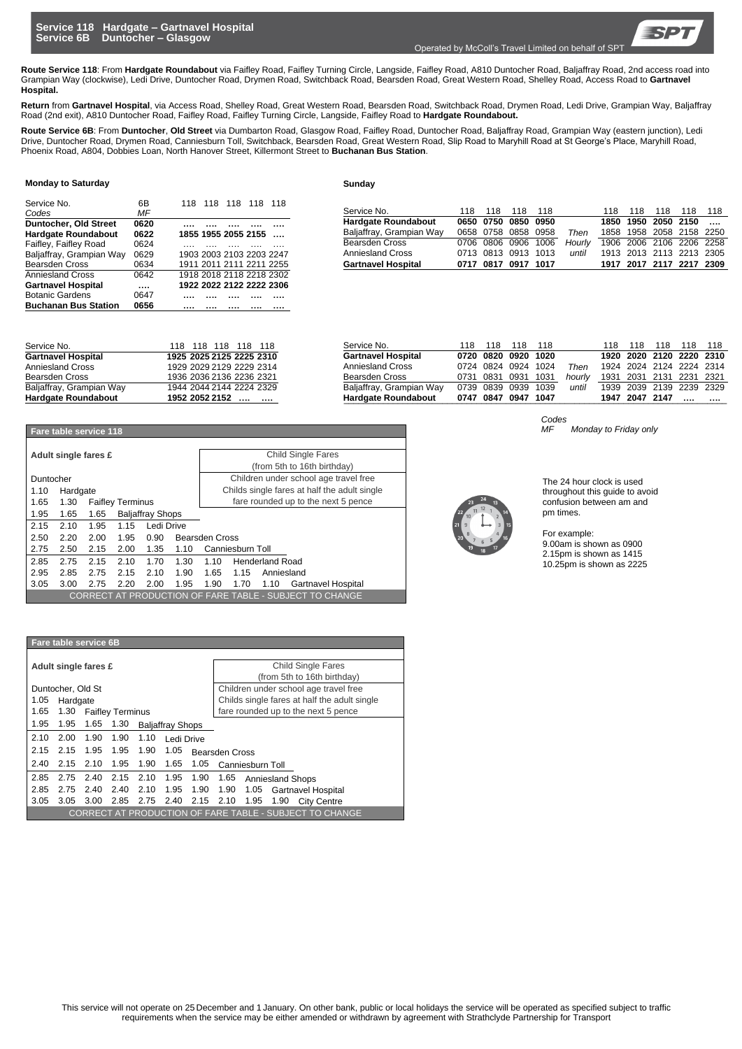## Service 118 Hardgate – Gartnavel Hospital
## Service 6B Duntocher – Glasgow

Operated by McColl's Travel Limited on behalf of SPT

**Route Service 118**: From **Hardgate Roundabout** via Faifley Road, Faifley Turning Circle, Langside, Faifley Road, A810 Duntocher Road, Baljaffray Road, 2nd access road into Grampian Way (clockwise), Ledi Drive, Duntocher Road, Drymen Road, Switchback Road, Bearsden Road, Great Western Road, Shelley Road, Access Road to **Gartnavel Hospital.**

**Return** from **Gartnavel Hospital**, via Access Road, Shelley Road, Great Western Road, Bearsden Road, Switchback Road, Drymen Road, Ledi Drive, Grampian Way, Baljaffray Road (2nd exit), A810 Duntocher Road, Faifley Road, Faifley Turning Circle, Langside, Faifley Road to **Hardgate Roundabout.**

**Route Service 6B**: From **Duntocher**, **Old Street** via Dumbarton Road, Glasgow Road, Faifley Road, Duntocher Road, Baljaffray Road, Grampian Way (eastern junction), Ledi Drive, Duntocher Road, Drymen Road, Canniesburn Toll, Switchback, Bearsden Road, Great Western Road, Slip Road to Maryhill Road at St George's Place, Maryhill Road, Phoenix Road, A804, Dobbies Loan, North Hanover Street, Killermont Street to **Buchanan Bus Station**.

### Monday to Saturday

| Service No. | 6B | 118 | 118 | 118 | 118 | 118 |
|---|---|---|---|---|---|---|
| *Codes* | *MF* | | | | | |
| **Duntocher, Old Street** | **0620** | **....** | **....** | **....** | **....** | **....** |
| **Hardgate Roundabout** | **0622** | **1855** | **1955** | **2055** | **2155** | **....** |
| Faifley, Faifley Road | 0624 | .... | .... | .... | .... | .... |
| Baljaffray, Grampian Way | 0629 | 1903 | 2003 | 2103 | 2203 | 2247 |
| Bearsden Cross | 0634 | 1911 | 2011 | 2111 | 2211 | 2255 |
| Annlesland Cross | 0642 | 1918 | 2018 | 2118 | 2218 | 2302 |
| **Gartnavel Hospital** | **....** | **1922** | **2022** | **2122** | **2222** | **2306** |
| Botanic Gardens | 0647 | .... | .... | .... | .... | .... |
| **Buchanan Bus Station** | **0656** | **....** | **....** | **....** | **....** | **....** |

| Service No. | 118 | 118 | 118 | 118 | 118 |
|---|---|---|---|---|---|
| **Gartnavel Hospital** | **1925** | **2025** | **2125** | **2225** | **2310** |
| Annlesland Cross | 1929 | 2029 | 2129 | 2229 | 2314 |
| Bearsden Cross | 1936 | 2036 | 2136 | 2236 | 2321 |
| Baljaffray, Grampian Way | 1944 | 2044 | 2144 | 2224 | 2329 |
| **Hardgate Roundabout** | **1952** | **2052** | **2152** | **....** | **....** |

### Sunday

| Service No. | 118 | 118 | 118 | 118 | | 118 | 118 | 118 | 118 | 118 |
|---|---|---|---|---|---|---|---|---|---|---|
| **Hardgate Roundabout** | **0650** | **0750** | **0850** | **0950** | | **1850** | **1950** | **2050** | **2150** | **....** |
| Baljaffray, Grampian Way | 0658 | 0758 | 0858 | 0958 | *Then* | 1858 | 1958 | 2058 | 2158 | 2250 |
| Bearsden Cross | 0706 | 0806 | 0906 | 1006 | *Hourly* | 1906 | 2006 | 2106 | 2206 | 2258 |
| Annlesland Cross | 0713 | 0813 | 0913 | 1013 | *until* | 1913 | 2013 | 2113 | 2213 | 2305 |
| **Gartnavel Hospital** | **0717** | **0817** | **0917** | **1017** | | **1917** | **2017** | **2117** | **2217** | **2309** |

| Service No. | 118 | 118 | 118 | 118 | | 118 | 118 | 118 | 118 | 118 |
|---|---|---|---|---|---|---|---|---|---|---|
| **Gartnavel Hospital** | **0720** | **0820** | **0920** | **1020** | | **1920** | **2020** | **2120** | **2220** | **2310** |
| Annlesland Cross | 0724 | 0824 | 0924 | 1024 | *Then* | 1924 | 2024 | 2124 | 2224 | 2314 |
| Bearsden Cross | 0731 | 0831 | 0931 | 1031 | *hourly* | 1931 | 2031 | 2131 | 2231 | 2321 |
| Baljaffray, Grampian Way | 0739 | 0839 | 0939 | 1039 | *until* | 1939 | 2039 | 2139 | 2239 | 2329 |
| **Hardgate Roundabout** | **0747** | **0847** | **0947** | **1047** | | **1947** | **2047** | **2147** | **....** | **....** |

*Codes*
*MF Monday to Friday only*

The 24 hour clock is used throughout this guide to avoid confusion between am and pm times.

For example:
9.00am is shown as 0900
2.15pm is shown as 1415
10.25pm is shown as 2225

### Fare table service 118

**Adult single fares £**

| | | | | | | | | | |
|---|---|---|---|---|---|---|---|---|---|
| Duntocher | | | | | | | | | |
| 1.10 | Hardgate | | | | | | | | |
| 1.65 | 1.30 | Faifley Terminus | | | | | | | |
| 1.95 | 1.65 | 1.65 | Baljaffray Shops | | | | | | |
| 2.15 | 2.10 | 1.95 | 1.15 | Ledi Drive | | | | | |
| 2.50 | 2.20 | 2.00 | 1.95 | 0.90 | Bearsden Cross | | | | |
| 2.75 | 2.50 | 2.15 | 2.00 | 1.35 | 1.10 | Canniesburn Toll | | | |
| 2.85 | 2.75 | 2.15 | 2.10 | 1.70 | 1.30 | 1.10 | Henderland Road | | |
| 2.95 | 2.85 | 2.75 | 2.15 | 2.10 | 1.90 | 1.65 | 1.15 | Anniesland | |
| 3.05 | 3.00 | 2.75 | 2.20 | 2.00 | 1.95 | 1.90 | 1.70 | 1.10 | Gartnavel Hospital |

Child Single Fares (from 5th to 16th birthday)
Children under school age travel free
Childs single fares at half the adult single fare rounded up to the next 5 pence

CORRECT AT PRODUCTION OF FARE TABLE - SUBJECT TO CHANGE

### Fare table service 6B

**Adult single fares £**

| | | | | | | | | | | |
|---|---|---|---|---|---|---|---|---|---|---|
| Duntocher, Old St | | | | | | | | | | |
| 1.05 | Hardgate | | | | | | | | | |
| 1.65 | 1.30 | Faifley Terminus | | | | | | | | |
| 1.95 | 1.95 | 1.65 | 1.30 | Baljaffray Shops | | | | | | |
| 2.10 | 2.00 | 1.90 | 1.90 | 1.10 | Ledi Drive | | | | | |
| 2.15 | 2.15 | 1.95 | 1.95 | 1.90 | 1.05 | Bearsden Cross | | | | |
| 2.40 | 2.15 | 2.10 | 1.95 | 1.90 | 1.65 | 1.05 | Canniesburn Toll | | | |
| 2.85 | 2.75 | 2.40 | 2.15 | 2.10 | 1.95 | 1.90 | 1.65 | Anniesland Shops | | |
| 2.85 | 2.75 | 2.40 | 2.40 | 2.10 | 1.95 | 1.90 | 1.90 | 1.05 | Gartnavel Hospital | |
| 3.05 | 3.05 | 3.00 | 2.85 | 2.75 | 2.40 | 2.15 | 2.10 | 1.95 | 1.90 | City Centre |

Child Single Fares (from 5th to 16th birthday)
Children under school age travel free
Childs single fares at half the adult single fare rounded up to the next 5 pence

CORRECT AT PRODUCTION OF FARE TABLE - SUBJECT TO CHANGE

This service will not operate on 25 December and 1 January. On other bank, public or local holidays the service will be operated as specified subject to traffic requirements when the service may be either amended or withdrawn by agreement with Strathclyde Partnership for Transport